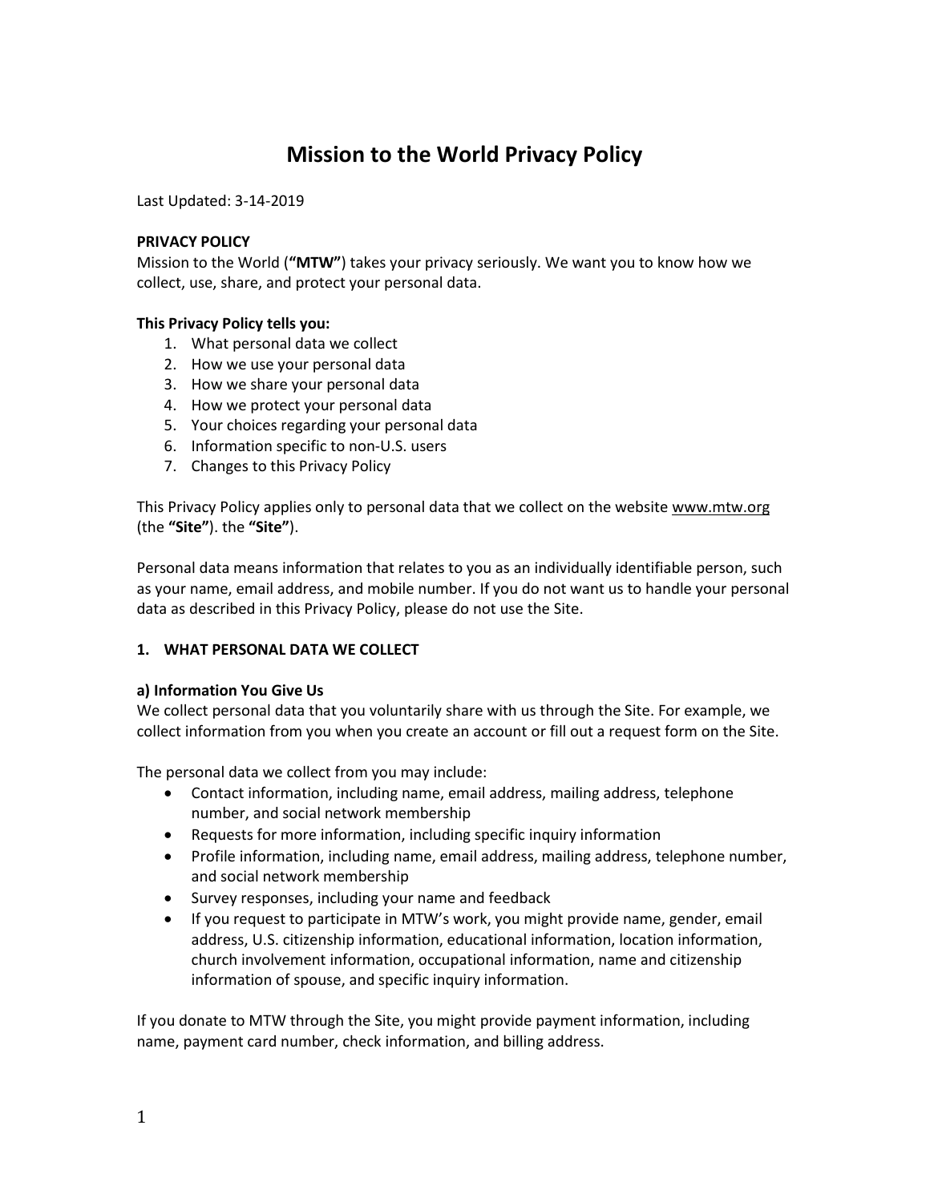# Mission to the World Privacy Policy

Last Updated: 3-14-2019

**PRIVACY POLICY**

Mission to the World (**"MTW"**) takes your privacy seriously. We want you to know how we collect, use, share, and protect your personal data.

**This Privacy Policy tells you:**

1. What personal data we collect
2. How we use your personal data
3. How we share your personal data
4. How we protect your personal data
5. Your choices regarding your personal data
6. Information specific to non-U.S. users
7. Changes to this Privacy Policy

This Privacy Policy applies only to personal data that we collect on the website www.mtw.org (the **"Site"**). the **"Site"**).

Personal data means information that relates to you as an individually identifiable person, such as your name, email address, and mobile number. If you do not want us to handle your personal data as described in this Privacy Policy, please do not use the Site.

## 1. WHAT PERSONAL DATA WE COLLECT

### a) Information You Give Us

We collect personal data that you voluntarily share with us through the Site. For example, we collect information from you when you create an account or fill out a request form on the Site.

The personal data we collect from you may include:

- Contact information, including name, email address, mailing address, telephone number, and social network membership
- Requests for more information, including specific inquiry information
- Profile information, including name, email address, mailing address, telephone number, and social network membership
- Survey responses, including your name and feedback
- If you request to participate in MTW's work, you might provide name, gender, email address, U.S. citizenship information, educational information, location information, church involvement information, occupational information, name and citizenship information of spouse, and specific inquiry information.

If you donate to MTW through the Site, you might provide payment information, including name, payment card number, check information, and billing address.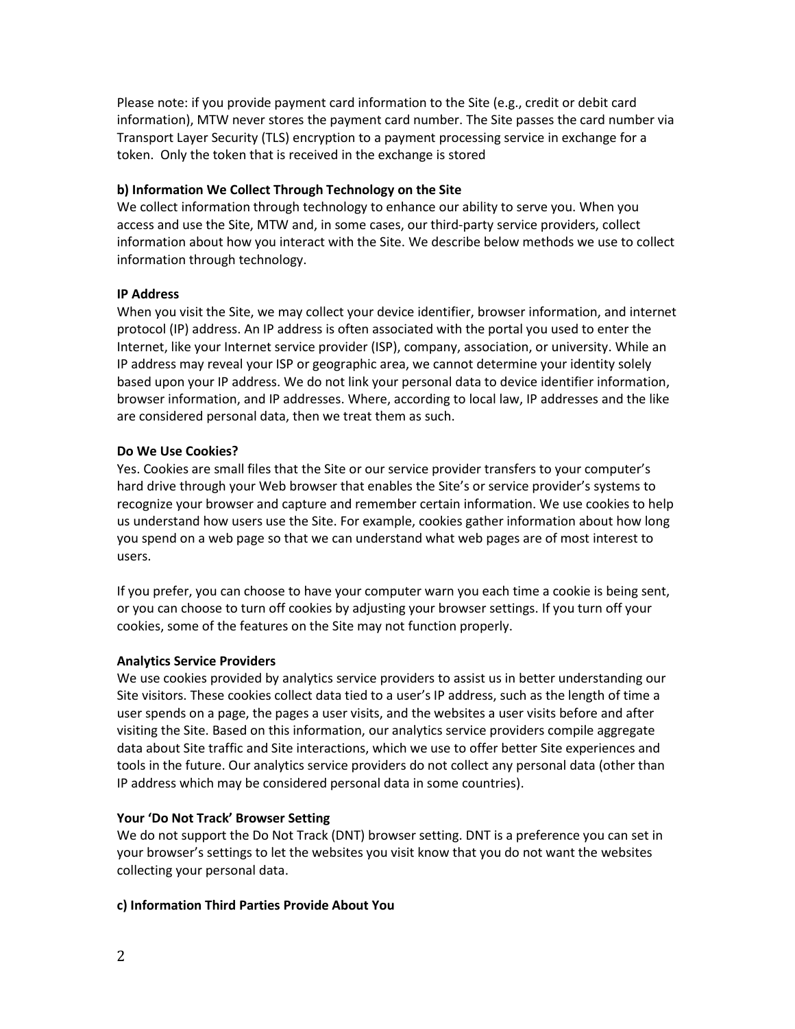Please note: if you provide payment card information to the Site (e.g., credit or debit card information), MTW never stores the payment card number. The Site passes the card number via Transport Layer Security (TLS) encryption to a payment processing service in exchange for a token. Only the token that is received in the exchange is stored

**b) Information We Collect Through Technology on the Site**

We collect information through technology to enhance our ability to serve you. When you access and use the Site, MTW and, in some cases, our third-party service providers, collect information about how you interact with the Site. We describe below methods we use to collect information through technology.

**IP Address**

When you visit the Site, we may collect your device identifier, browser information, and internet protocol (IP) address. An IP address is often associated with the portal you used to enter the Internet, like your Internet service provider (ISP), company, association, or university. While an IP address may reveal your ISP or geographic area, we cannot determine your identity solely based upon your IP address. We do not link your personal data to device identifier information, browser information, and IP addresses. Where, according to local law, IP addresses and the like are considered personal data, then we treat them as such.

**Do We Use Cookies?**

Yes. Cookies are small files that the Site or our service provider transfers to your computer's hard drive through your Web browser that enables the Site's or service provider's systems to recognize your browser and capture and remember certain information. We use cookies to help us understand how users use the Site. For example, cookies gather information about how long you spend on a web page so that we can understand what web pages are of most interest to users.

If you prefer, you can choose to have your computer warn you each time a cookie is being sent, or you can choose to turn off cookies by adjusting your browser settings. If you turn off your cookies, some of the features on the Site may not function properly.

**Analytics Service Providers**

We use cookies provided by analytics service providers to assist us in better understanding our Site visitors. These cookies collect data tied to a user's IP address, such as the length of time a user spends on a page, the pages a user visits, and the websites a user visits before and after visiting the Site. Based on this information, our analytics service providers compile aggregate data about Site traffic and Site interactions, which we use to offer better Site experiences and tools in the future. Our analytics service providers do not collect any personal data (other than IP address which may be considered personal data in some countries).

**Your 'Do Not Track' Browser Setting**

We do not support the Do Not Track (DNT) browser setting. DNT is a preference you can set in your browser's settings to let the websites you visit know that you do not want the websites collecting your personal data.

**c) Information Third Parties Provide About You**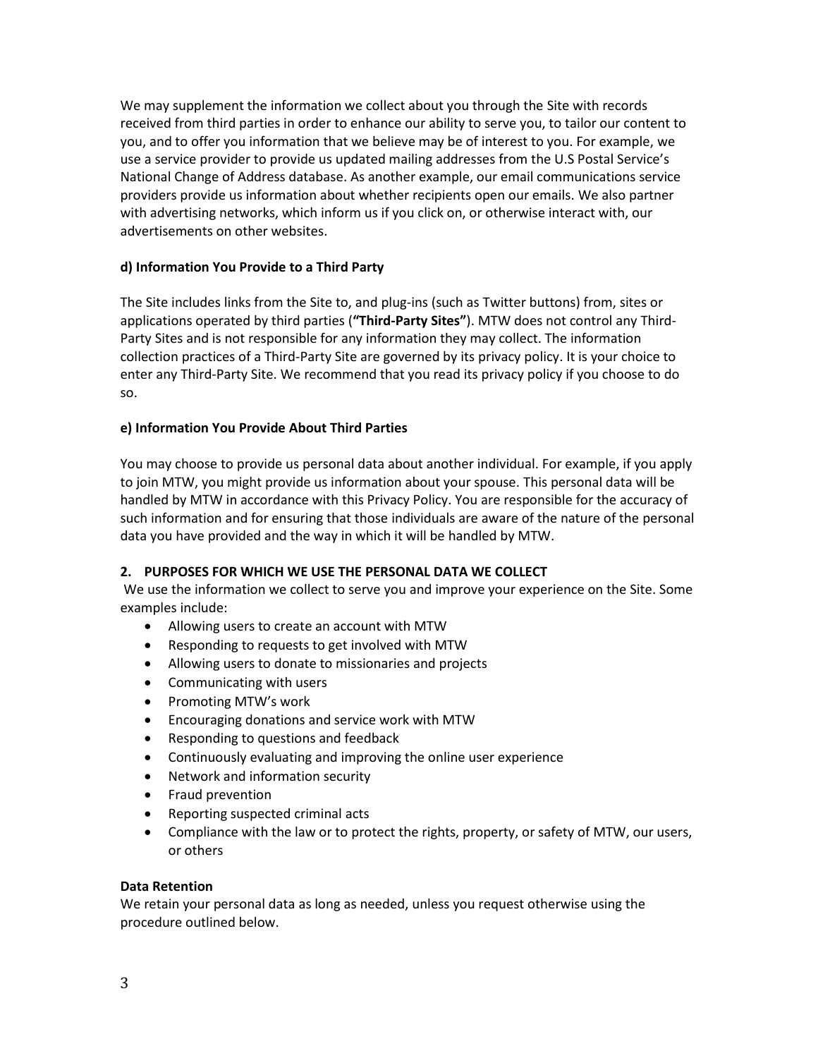We may supplement the information we collect about you through the Site with records received from third parties in order to enhance our ability to serve you, to tailor our content to you, and to offer you information that we believe may be of interest to you. For example, we use a service provider to provide us updated mailing addresses from the U.S Postal Service's National Change of Address database. As another example, our email communications service providers provide us information about whether recipients open our emails. We also partner with advertising networks, which inform us if you click on, or otherwise interact with, our advertisements on other websites.

#### d) Information You Provide to a Third Party

The Site includes links from the Site to, and plug-ins (such as Twitter buttons) from, sites or applications operated by third parties (**"Third-Party Sites"**). MTW does not control any Third-Party Sites and is not responsible for any information they may collect. The information collection practices of a Third-Party Site are governed by its privacy policy. It is your choice to enter any Third-Party Site. We recommend that you read its privacy policy if you choose to do so.

#### e) Information You Provide About Third Parties

You may choose to provide us personal data about another individual. For example, if you apply to join MTW, you might provide us information about your spouse. This personal data will be handled by MTW in accordance with this Privacy Policy. You are responsible for the accuracy of such information and for ensuring that those individuals are aware of the nature of the personal data you have provided and the way in which it will be handled by MTW.

### 2. PURPOSES FOR WHICH WE USE THE PERSONAL DATA WE COLLECT

We use the information we collect to serve you and improve your experience on the Site. Some examples include:

- Allowing users to create an account with MTW
- Responding to requests to get involved with MTW
- Allowing users to donate to missionaries and projects
- Communicating with users
- Promoting MTW's work
- Encouraging donations and service work with MTW
- Responding to questions and feedback
- Continuously evaluating and improving the online user experience
- Network and information security
- Fraud prevention
- Reporting suspected criminal acts
- Compliance with the law or to protect the rights, property, or safety of MTW, our users, or others

#### Data Retention

We retain your personal data as long as needed, unless you request otherwise using the procedure outlined below.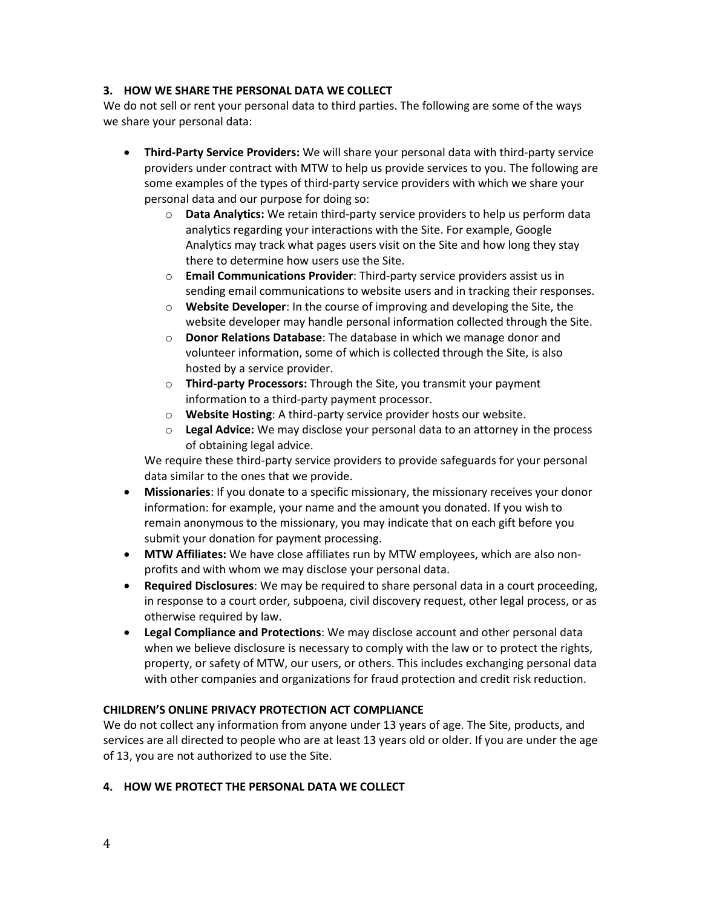## 3. HOW WE SHARE THE PERSONAL DATA WE COLLECT

We do not sell or rent your personal data to third parties. The following are some of the ways we share your personal data:

- **Third-Party Service Providers:** We will share your personal data with third-party service providers under contract with MTW to help us provide services to you. The following are some examples of the types of third-party service providers with which we share your personal data and our purpose for doing so:
  - **Data Analytics:** We retain third-party service providers to help us perform data analytics regarding your interactions with the Site. For example, Google Analytics may track what pages users visit on the Site and how long they stay there to determine how users use the Site.
  - **Email Communications Provider**: Third-party service providers assist us in sending email communications to website users and in tracking their responses.
  - **Website Developer**: In the course of improving and developing the Site, the website developer may handle personal information collected through the Site.
  - **Donor Relations Database**: The database in which we manage donor and volunteer information, some of which is collected through the Site, is also hosted by a service provider.
  - **Third-party Processors:** Through the Site, you transmit your payment information to a third-party payment processor.
  - **Website Hosting**: A third-party service provider hosts our website.
  - **Legal Advice:** We may disclose your personal data to an attorney in the process of obtaining legal advice.

  We require these third-party service providers to provide safeguards for your personal data similar to the ones that we provide.
- **Missionaries**: If you donate to a specific missionary, the missionary receives your donor information: for example, your name and the amount you donated. If you wish to remain anonymous to the missionary, you may indicate that on each gift before you submit your donation for payment processing.
- **MTW Affiliates:** We have close affiliates run by MTW employees, which are also non-profits and with whom we may disclose your personal data.
- **Required Disclosures**: We may be required to share personal data in a court proceeding, in response to a court order, subpoena, civil discovery request, other legal process, or as otherwise required by law.
- **Legal Compliance and Protections**: We may disclose account and other personal data when we believe disclosure is necessary to comply with the law or to protect the rights, property, or safety of MTW, our users, or others. This includes exchanging personal data with other companies and organizations for fraud protection and credit risk reduction.

### CHILDREN'S ONLINE PRIVACY PROTECTION ACT COMPLIANCE

We do not collect any information from anyone under 13 years of age. The Site, products, and services are all directed to people who are at least 13 years old or older. If you are under the age of 13, you are not authorized to use the Site.

## 4. HOW WE PROTECT THE PERSONAL DATA WE COLLECT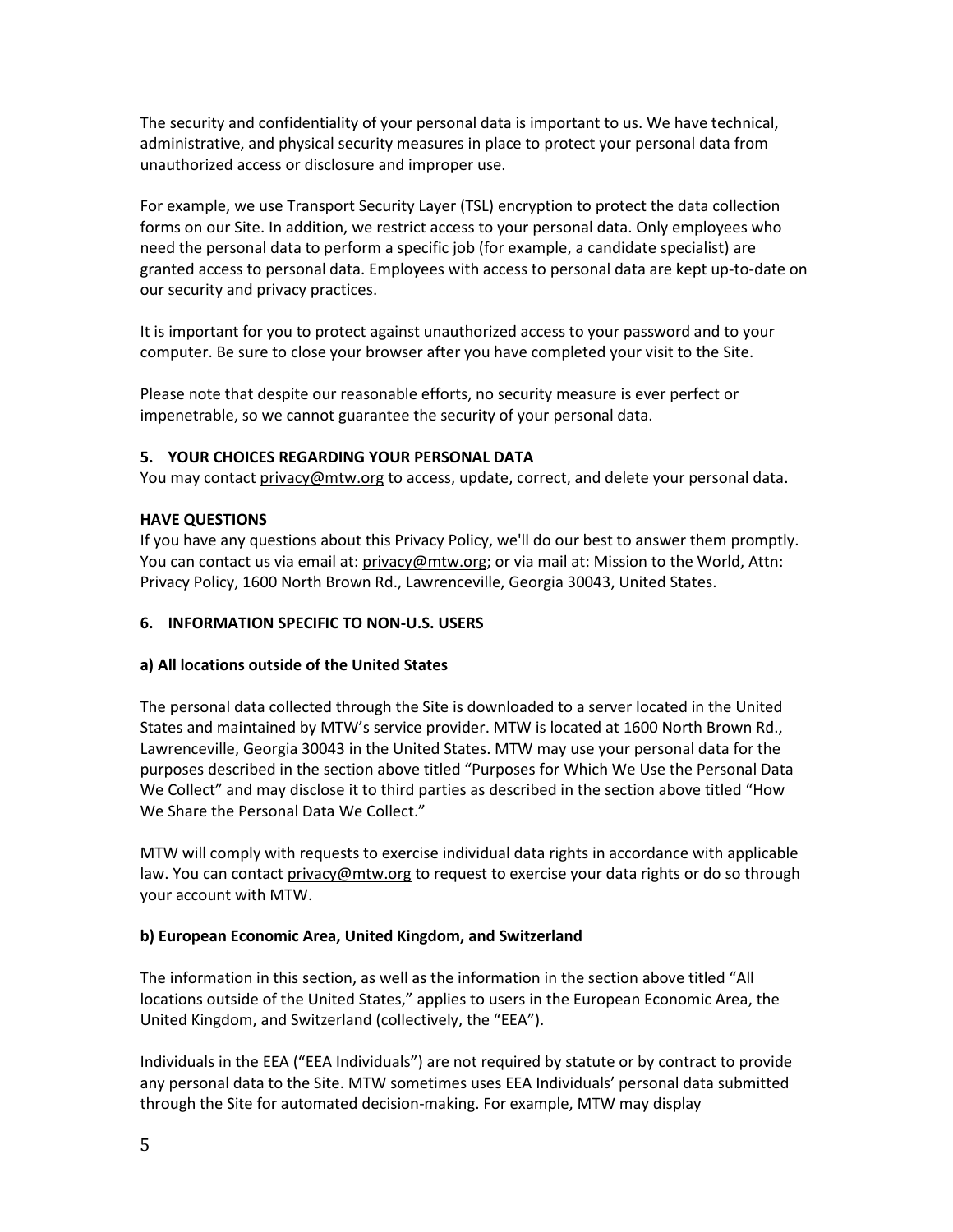The security and confidentiality of your personal data is important to us. We have technical, administrative, and physical security measures in place to protect your personal data from unauthorized access or disclosure and improper use.

For example, we use Transport Security Layer (TSL) encryption to protect the data collection forms on our Site. In addition, we restrict access to your personal data. Only employees who need the personal data to perform a specific job (for example, a candidate specialist) are granted access to personal data. Employees with access to personal data are kept up-to-date on our security and privacy practices.

It is important for you to protect against unauthorized access to your password and to your computer. Be sure to close your browser after you have completed your visit to the Site.

Please note that despite our reasonable efforts, no security measure is ever perfect or impenetrable, so we cannot guarantee the security of your personal data.

**5. YOUR CHOICES REGARDING YOUR PERSONAL DATA**

You may contact privacy@mtw.org to access, update, correct, and delete your personal data.

**HAVE QUESTIONS**

If you have any questions about this Privacy Policy, we'll do our best to answer them promptly. You can contact us via email at: privacy@mtw.org; or via mail at: Mission to the World, Attn: Privacy Policy, 1600 North Brown Rd., Lawrenceville, Georgia 30043, United States.

**6. INFORMATION SPECIFIC TO NON-U.S. USERS**

**a) All locations outside of the United States**

The personal data collected through the Site is downloaded to a server located in the United States and maintained by MTW's service provider. MTW is located at 1600 North Brown Rd., Lawrenceville, Georgia 30043 in the United States. MTW may use your personal data for the purposes described in the section above titled "Purposes for Which We Use the Personal Data We Collect" and may disclose it to third parties as described in the section above titled "How We Share the Personal Data We Collect."

MTW will comply with requests to exercise individual data rights in accordance with applicable law. You can contact privacy@mtw.org to request to exercise your data rights or do so through your account with MTW.

**b) European Economic Area, United Kingdom, and Switzerland**

The information in this section, as well as the information in the section above titled "All locations outside of the United States," applies to users in the European Economic Area, the United Kingdom, and Switzerland (collectively, the "EEA").

Individuals in the EEA ("EEA Individuals") are not required by statute or by contract to provide any personal data to the Site. MTW sometimes uses EEA Individuals' personal data submitted through the Site for automated decision-making. For example, MTW may display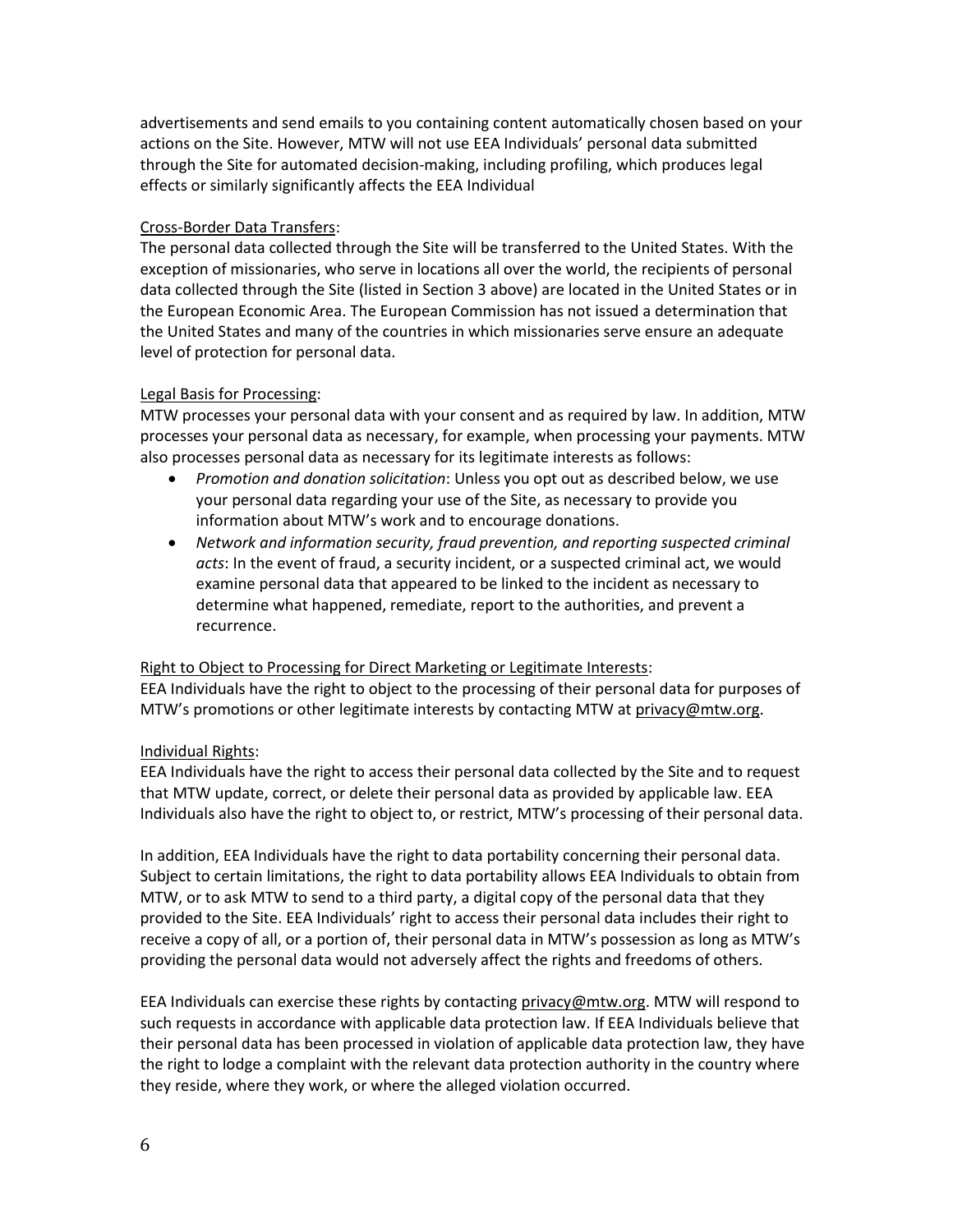advertisements and send emails to you containing content automatically chosen based on your actions on the Site. However, MTW will not use EEA Individuals' personal data submitted through the Site for automated decision-making, including profiling, which produces legal effects or similarly significantly affects the EEA Individual

<u>Cross-Border Data Transfers</u>:
The personal data collected through the Site will be transferred to the United States. With the exception of missionaries, who serve in locations all over the world, the recipients of personal data collected through the Site (listed in Section 3 above) are located in the United States or in the European Economic Area. The European Commission has not issued a determination that the United States and many of the countries in which missionaries serve ensure an adequate level of protection for personal data.

<u>Legal Basis for Processing</u>:
MTW processes your personal data with your consent and as required by law. In addition, MTW processes your personal data as necessary, for example, when processing your payments. MTW also processes personal data as necessary for its legitimate interests as follows:

- *Promotion and donation solicitation*: Unless you opt out as described below, we use your personal data regarding your use of the Site, as necessary to provide you information about MTW's work and to encourage donations.
- *Network and information security, fraud prevention, and reporting suspected criminal acts*: In the event of fraud, a security incident, or a suspected criminal act, we would examine personal data that appeared to be linked to the incident as necessary to determine what happened, remediate, report to the authorities, and prevent a recurrence.

<u>Right to Object to Processing for Direct Marketing or Legitimate Interests</u>:
EEA Individuals have the right to object to the processing of their personal data for purposes of MTW's promotions or other legitimate interests by contacting MTW at privacy@mtw.org.

<u>Individual Rights</u>:
EEA Individuals have the right to access their personal data collected by the Site and to request that MTW update, correct, or delete their personal data as provided by applicable law. EEA Individuals also have the right to object to, or restrict, MTW's processing of their personal data.

In addition, EEA Individuals have the right to data portability concerning their personal data. Subject to certain limitations, the right to data portability allows EEA Individuals to obtain from MTW, or to ask MTW to send to a third party, a digital copy of the personal data that they provided to the Site. EEA Individuals' right to access their personal data includes their right to receive a copy of all, or a portion of, their personal data in MTW's possession as long as MTW's providing the personal data would not adversely affect the rights and freedoms of others.

EEA Individuals can exercise these rights by contacting privacy@mtw.org. MTW will respond to such requests in accordance with applicable data protection law. If EEA Individuals believe that their personal data has been processed in violation of applicable data protection law, they have the right to lodge a complaint with the relevant data protection authority in the country where they reside, where they work, or where the alleged violation occurred.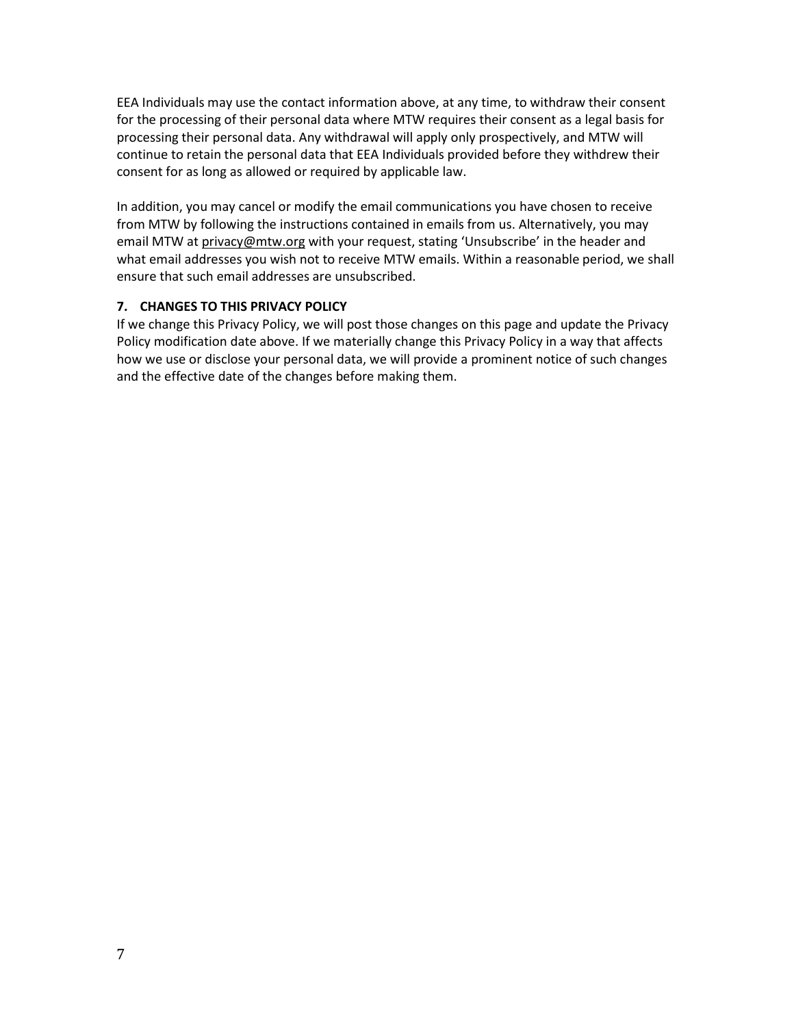EEA Individuals may use the contact information above, at any time, to withdraw their consent for the processing of their personal data where MTW requires their consent as a legal basis for processing their personal data. Any withdrawal will apply only prospectively, and MTW will continue to retain the personal data that EEA Individuals provided before they withdrew their consent for as long as allowed or required by applicable law.

In addition, you may cancel or modify the email communications you have chosen to receive from MTW by following the instructions contained in emails from us. Alternatively, you may email MTW at privacy@mtw.org with your request, stating 'Unsubscribe' in the header and what email addresses you wish not to receive MTW emails. Within a reasonable period, we shall ensure that such email addresses are unsubscribed.

## 7. CHANGES TO THIS PRIVACY POLICY

If we change this Privacy Policy, we will post those changes on this page and update the Privacy Policy modification date above. If we materially change this Privacy Policy in a way that affects how we use or disclose your personal data, we will provide a prominent notice of such changes and the effective date of the changes before making them.